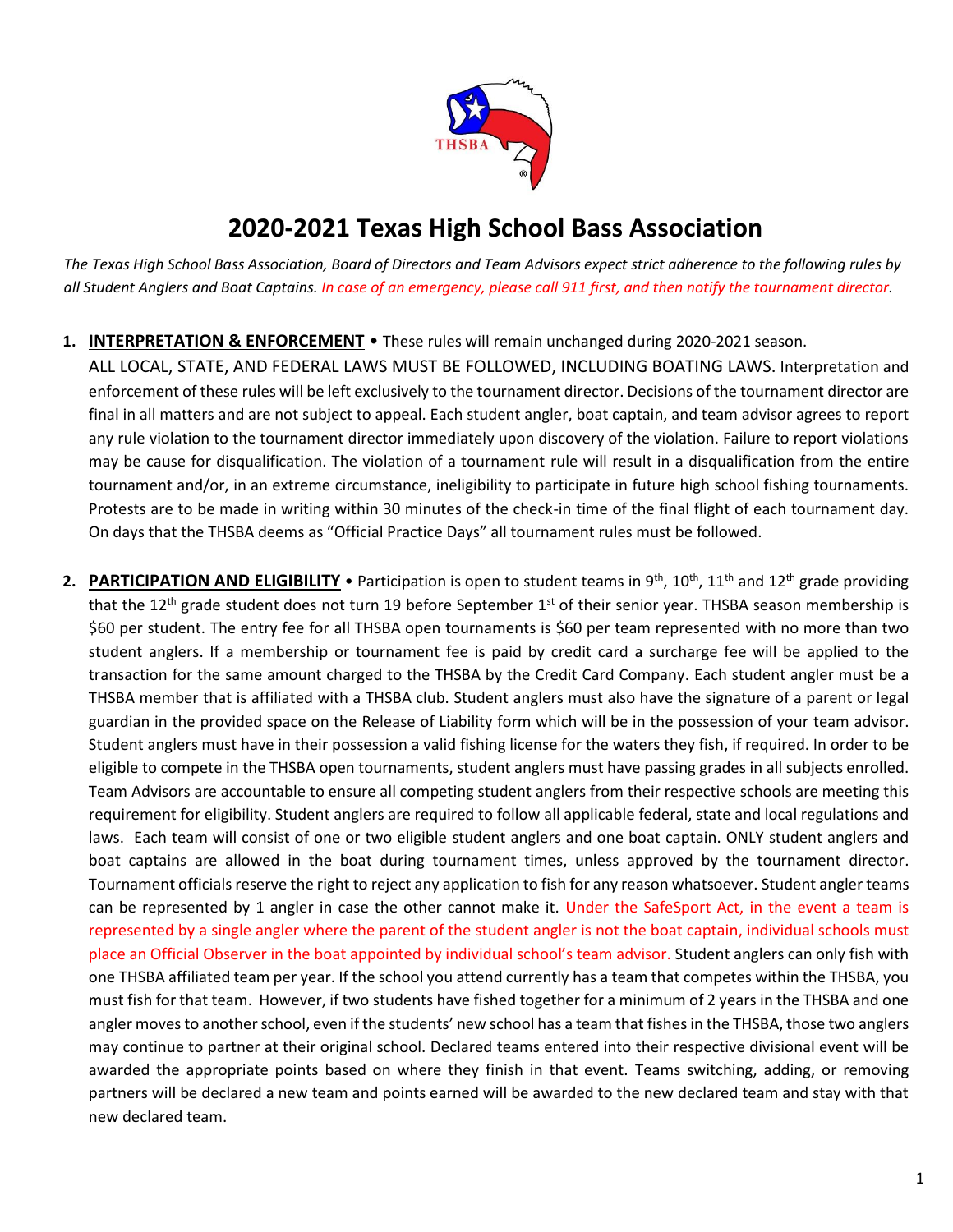# 2020-2021 Texas High School Bass Association

*The Texas High School Bass Association, Board of Directors and Team Advisors expect strict adherence to the following rules by all Student Anglers and Boat Captains. In case of an emergency, please call 911 first, and then notify the tournament director.*

1. **INTERPRETATION & ENFORCEMENT** • These rules will remain unchanged during 2020-2021 season. ALL LOCAL, STATE, AND FEDERAL LAWS MUST BE FOLLOWED, INCLUDING BOATING LAWS. Interpretation and enforcement of these rules will be left exclusively to the tournament director. Decisions of the tournament director are final in all matters and are not subject to appeal. Each student angler, boat captain, and team advisor agrees to report any rule violation to the tournament director immediately upon discovery of the violation. Failure to report violations may be cause for disqualification. The violation of a tournament rule will result in a disqualification from the entire tournament and/or, in an extreme circumstance, ineligibility to participate in future high school fishing tournaments. Protests are to be made in writing within 30 minutes of the check-in time of the final flight of each tournament day. On days that the THSBA deems as "Official Practice Days" all tournament rules must be followed.

2. **PARTICIPATION AND ELIGIBILITY** • Participation is open to student teams in 9th, 10th, 11th and 12th grade providing that the 12th grade student does not turn 19 before September 1st of their senior year. THSBA season membership is $60 per student. The entry fee for all THSBA open tournaments is $60 per team represented with no more than two student anglers. If a membership or tournament fee is paid by credit card a surcharge fee will be applied to the transaction for the same amount charged to the THSBA by the Credit Card Company. Each student angler must be a THSBA member that is affiliated with a THSBA club. Student anglers must also have the signature of a parent or legal guardian in the provided space on the Release of Liability form which will be in the possession of your team advisor. Student anglers must have in their possession a valid fishing license for the waters they fish, if required. In order to be eligible to compete in the THSBA open tournaments, student anglers must have passing grades in all subjects enrolled. Team Advisors are accountable to ensure all competing student anglers from their respective schools are meeting this requirement for eligibility. Student anglers are required to follow all applicable federal, state and local regulations and laws. Each team will consist of one or two eligible student anglers and one boat captain. ONLY student anglers and boat captains are allowed in the boat during tournament times, unless approved by the tournament director. Tournament officials reserve the right to reject any application to fish for any reason whatsoever. Student angler teams can be represented by 1 angler in case the other cannot make it. Under the SafeSport Act, in the event a team is represented by a single angler where the parent of the student angler is not the boat captain, individual schools must place an Official Observer in the boat appointed by individual school's team advisor. Student anglers can only fish with one THSBA affiliated team per year. If the school you attend currently has a team that competes within the THSBA, you must fish for that team. However, if two students have fished together for a minimum of 2 years in the THSBA and one angler moves to another school, even if the students' new school has a team that fishes in the THSBA, those two anglers may continue to partner at their original school. Declared teams entered into their respective divisional event will be awarded the appropriate points based on where they finish in that event. Teams switching, adding, or removing partners will be declared a new team and points earned will be awarded to the new declared team and stay with that new declared team.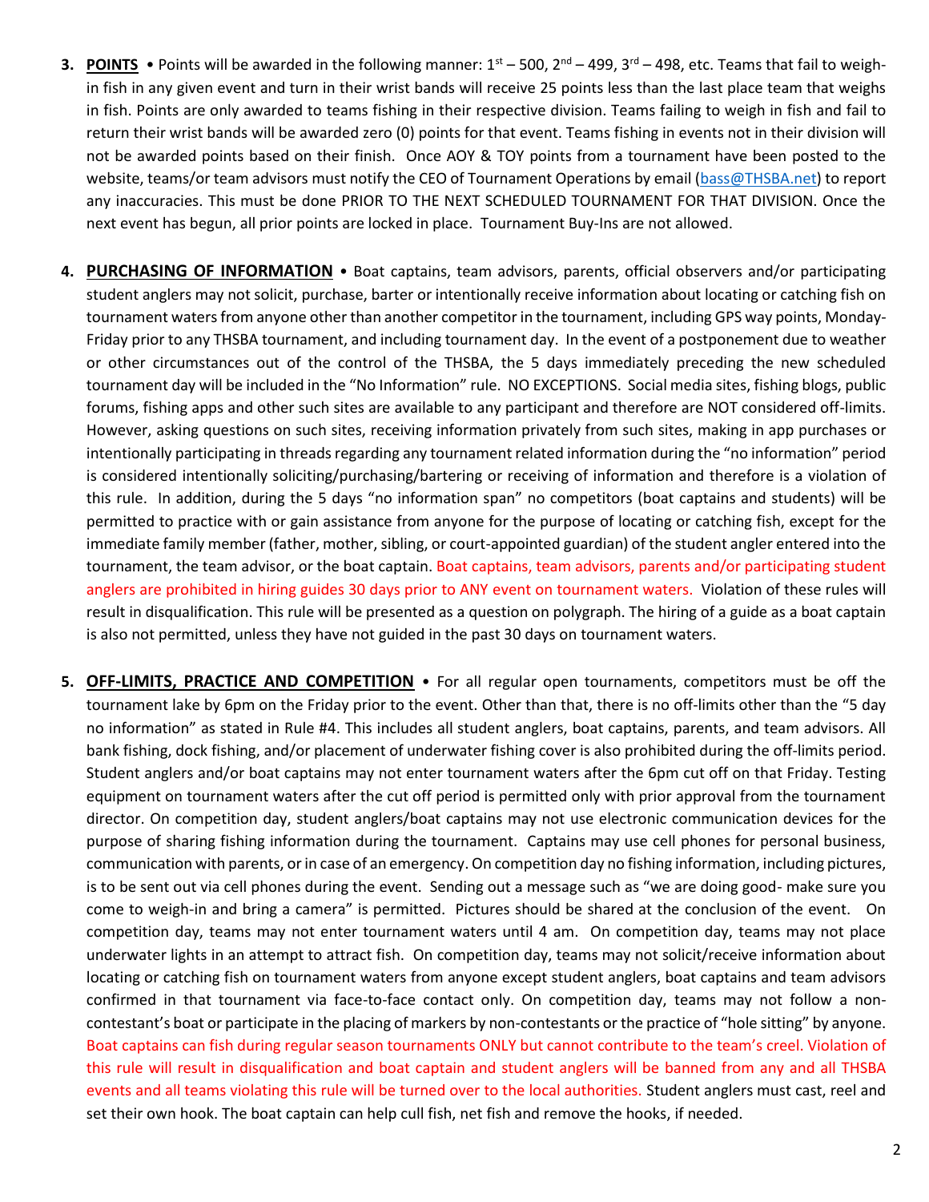3. **POINTS** • Points will be awarded in the following manner: 1st – 500, 2nd – 499, 3rd – 498, etc. Teams that fail to weigh-in fish in any given event and turn in their wrist bands will receive 25 points less than the last place team that weighs in fish. Points are only awarded to teams fishing in their respective division. Teams failing to weigh in fish and fail to return their wrist bands will be awarded zero (0) points for that event. Teams fishing in events not in their division will not be awarded points based on their finish. Once AOY & TOY points from a tournament have been posted to the website, teams/or team advisors must notify the CEO of Tournament Operations by email (bass@THSBA.net) to report any inaccuracies. This must be done PRIOR TO THE NEXT SCHEDULED TOURNAMENT FOR THAT DIVISION. Once the next event has begun, all prior points are locked in place. Tournament Buy-Ins are not allowed.

4. **PURCHASING OF INFORMATION** • Boat captains, team advisors, parents, official observers and/or participating student anglers may not solicit, purchase, barter or intentionally receive information about locating or catching fish on tournament waters from anyone other than another competitor in the tournament, including GPS way points, Monday-Friday prior to any THSBA tournament, and including tournament day. In the event of a postponement due to weather or other circumstances out of the control of the THSBA, the 5 days immediately preceding the new scheduled tournament day will be included in the "No Information" rule. NO EXCEPTIONS. Social media sites, fishing blogs, public forums, fishing apps and other such sites are available to any participant and therefore are NOT considered off-limits. However, asking questions on such sites, receiving information privately from such sites, making in app purchases or intentionally participating in threads regarding any tournament related information during the "no information" period is considered intentionally soliciting/purchasing/bartering or receiving of information and therefore is a violation of this rule. In addition, during the 5 days "no information span" no competitors (boat captains and students) will be permitted to practice with or gain assistance from anyone for the purpose of locating or catching fish, except for the immediate family member (father, mother, sibling, or court-appointed guardian) of the student angler entered into the tournament, the team advisor, or the boat captain. Boat captains, team advisors, parents and/or participating student anglers are prohibited in hiring guides 30 days prior to ANY event on tournament waters. Violation of these rules will result in disqualification. This rule will be presented as a question on polygraph. The hiring of a guide as a boat captain is also not permitted, unless they have not guided in the past 30 days on tournament waters.

5. **OFF-LIMITS, PRACTICE AND COMPETITION** • For all regular open tournaments, competitors must be off the tournament lake by 6pm on the Friday prior to the event. Other than that, there is no off-limits other than the "5 day no information" as stated in Rule #4. This includes all student anglers, boat captains, parents, and team advisors. All bank fishing, dock fishing, and/or placement of underwater fishing cover is also prohibited during the off-limits period. Student anglers and/or boat captains may not enter tournament waters after the 6pm cut off on that Friday. Testing equipment on tournament waters after the cut off period is permitted only with prior approval from the tournament director. On competition day, student anglers/boat captains may not use electronic communication devices for the purpose of sharing fishing information during the tournament. Captains may use cell phones for personal business, communication with parents, or in case of an emergency. On competition day no fishing information, including pictures, is to be sent out via cell phones during the event. Sending out a message such as "we are doing good- make sure you come to weigh-in and bring a camera" is permitted. Pictures should be shared at the conclusion of the event. On competition day, teams may not enter tournament waters until 4 am. On competition day, teams may not place underwater lights in an attempt to attract fish. On competition day, teams may not solicit/receive information about locating or catching fish on tournament waters from anyone except student anglers, boat captains and team advisors confirmed in that tournament via face-to-face contact only. On competition day, teams may not follow a non-contestant's boat or participate in the placing of markers by non-contestants or the practice of "hole sitting" by anyone. Boat captains can fish during regular season tournaments ONLY but cannot contribute to the team's creel. Violation of this rule will result in disqualification and boat captain and student anglers will be banned from any and all THSBA events and all teams violating this rule will be turned over to the local authorities. Student anglers must cast, reel and set their own hook. The boat captain can help cull fish, net fish and remove the hooks, if needed.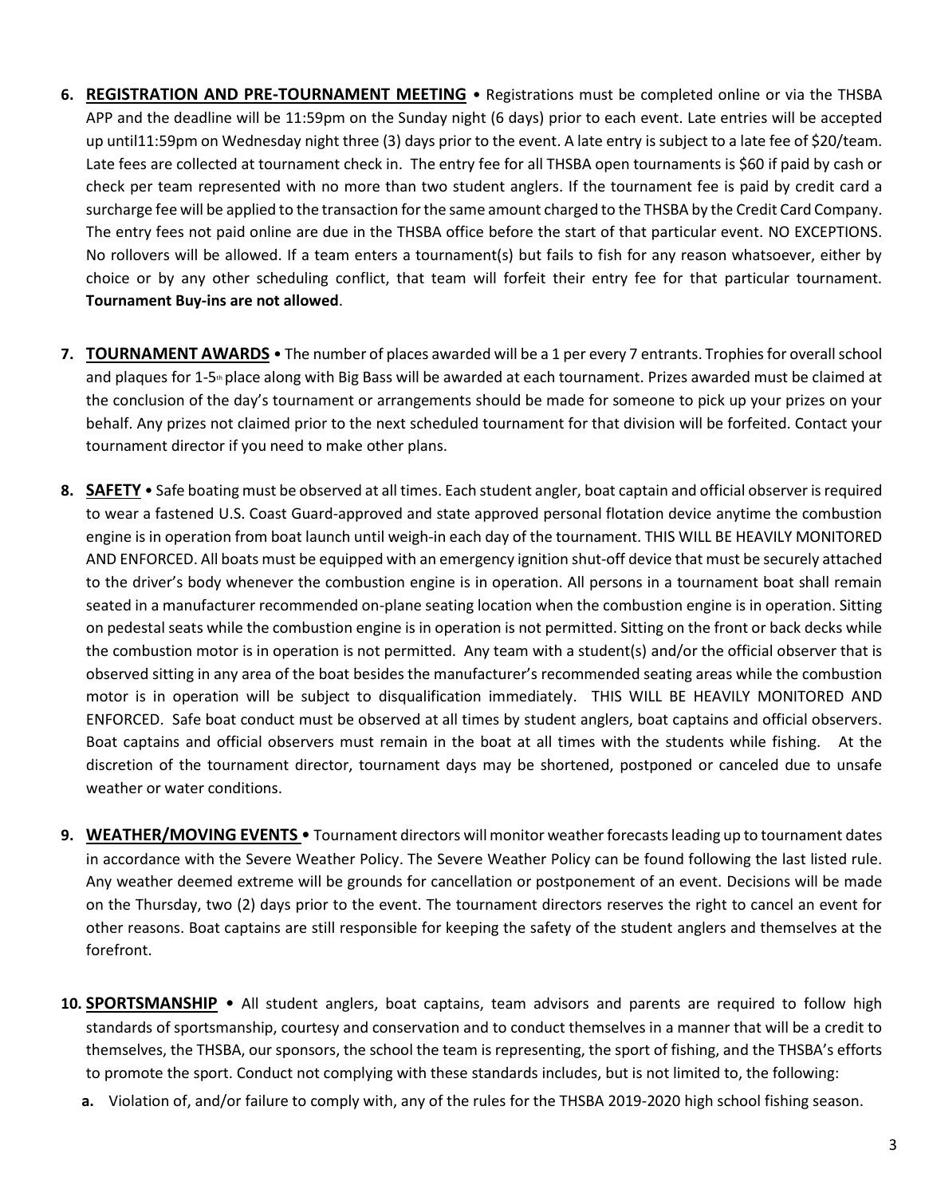6. **REGISTRATION AND PRE-TOURNAMENT MEETING** • Registrations must be completed online or via the THSBA APP and the deadline will be 11:59pm on the Sunday night (6 days) prior to each event. Late entries will be accepted up until11:59pm on Wednesday night three (3) days prior to the event. A late entry is subject to a late fee of $20/team. Late fees are collected at tournament check in. The entry fee for all THSBA open tournaments is $60 if paid by cash or check per team represented with no more than two student anglers. If the tournament fee is paid by credit card a surcharge fee will be applied to the transaction for the same amount charged to the THSBA by the Credit Card Company. The entry fees not paid online are due in the THSBA office before the start of that particular event. NO EXCEPTIONS. No rollovers will be allowed. If a team enters a tournament(s) but fails to fish for any reason whatsoever, either by choice or by any other scheduling conflict, that team will forfeit their entry fee for that particular tournament. **Tournament Buy-ins are not allowed**.

7. **TOURNAMENT AWARDS** • The number of places awarded will be a 1 per every 7 entrants. Trophies for overall school and plaques for 1-5th place along with Big Bass will be awarded at each tournament. Prizes awarded must be claimed at the conclusion of the day's tournament or arrangements should be made for someone to pick up your prizes on your behalf. Any prizes not claimed prior to the next scheduled tournament for that division will be forfeited. Contact your tournament director if you need to make other plans.

8. **SAFETY** • Safe boating must be observed at all times. Each student angler, boat captain and official observer is required to wear a fastened U.S. Coast Guard-approved and state approved personal flotation device anytime the combustion engine is in operation from boat launch until weigh-in each day of the tournament. THIS WILL BE HEAVILY MONITORED AND ENFORCED. All boats must be equipped with an emergency ignition shut-off device that must be securely attached to the driver's body whenever the combustion engine is in operation. All persons in a tournament boat shall remain seated in a manufacturer recommended on-plane seating location when the combustion engine is in operation. Sitting on pedestal seats while the combustion engine is in operation is not permitted. Sitting on the front or back decks while the combustion motor is in operation is not permitted. Any team with a student(s) and/or the official observer that is observed sitting in any area of the boat besides the manufacturer's recommended seating areas while the combustion motor is in operation will be subject to disqualification immediately. THIS WILL BE HEAVILY MONITORED AND ENFORCED. Safe boat conduct must be observed at all times by student anglers, boat captains and official observers. Boat captains and official observers must remain in the boat at all times with the students while fishing. At the discretion of the tournament director, tournament days may be shortened, postponed or canceled due to unsafe weather or water conditions.

9. **WEATHER/MOVING EVENTS** • Tournament directors will monitor weather forecasts leading up to tournament dates in accordance with the Severe Weather Policy. The Severe Weather Policy can be found following the last listed rule. Any weather deemed extreme will be grounds for cancellation or postponement of an event. Decisions will be made on the Thursday, two (2) days prior to the event. The tournament directors reserves the right to cancel an event for other reasons. Boat captains are still responsible for keeping the safety of the student anglers and themselves at the forefront.

10. **SPORTSMANSHIP** • All student anglers, boat captains, team advisors and parents are required to follow high standards of sportsmanship, courtesy and conservation and to conduct themselves in a manner that will be a credit to themselves, the THSBA, our sponsors, the school the team is representing, the sport of fishing, and the THSBA's efforts to promote the sport. Conduct not complying with these standards includes, but is not limited to, the following:

    a. Violation of, and/or failure to comply with, any of the rules for the THSBA 2019-2020 high school fishing season.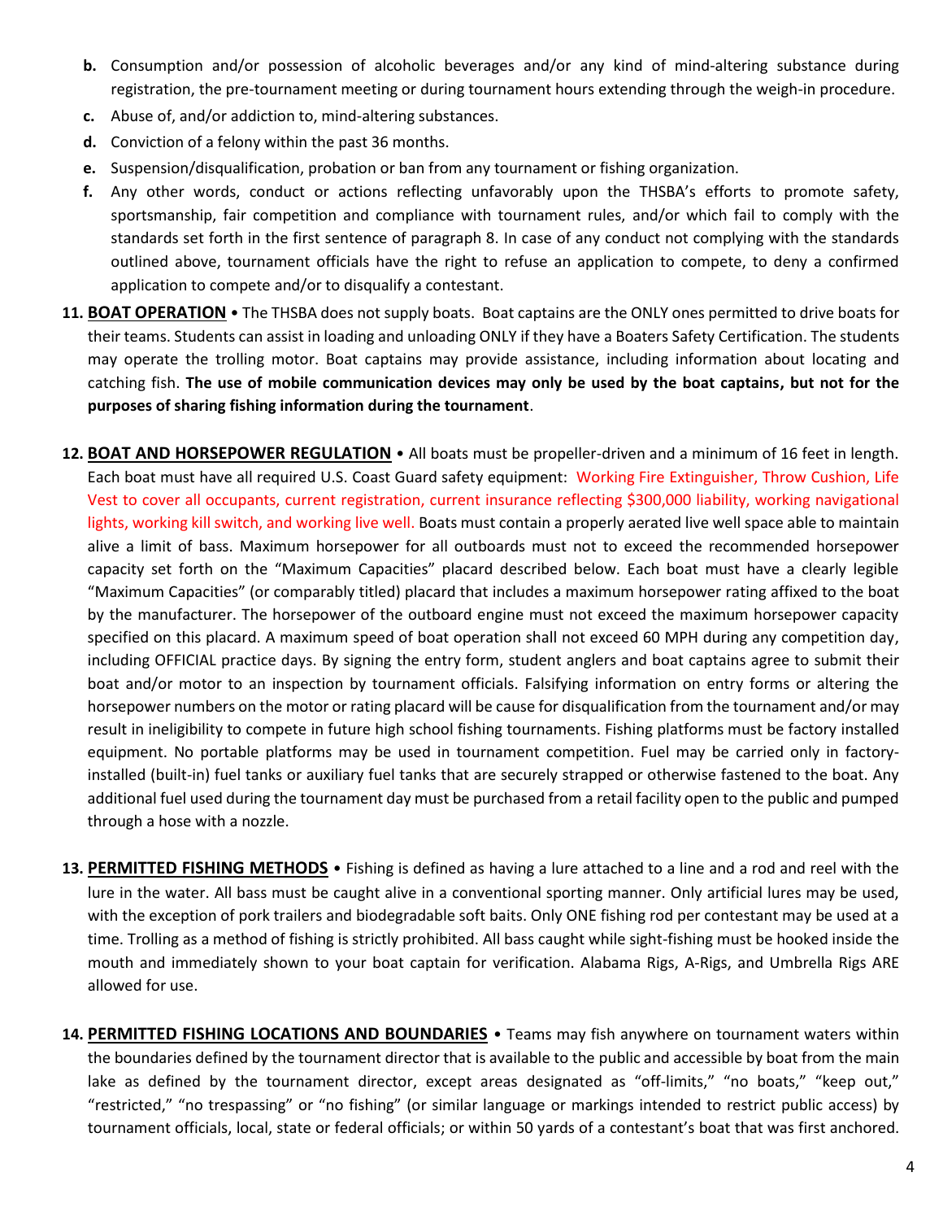b. Consumption and/or possession of alcoholic beverages and/or any kind of mind-altering substance during registration, the pre-tournament meeting or during tournament hours extending through the weigh-in procedure.
c. Abuse of, and/or addiction to, mind-altering substances.
d. Conviction of a felony within the past 36 months.
e. Suspension/disqualification, probation or ban from any tournament or fishing organization.
f. Any other words, conduct or actions reflecting unfavorably upon the THSBA's efforts to promote safety, sportsmanship, fair competition and compliance with tournament rules, and/or which fail to comply with the standards set forth in the first sentence of paragraph 8. In case of any conduct not complying with the standards outlined above, tournament officials have the right to refuse an application to compete, to deny a confirmed application to compete and/or to disqualify a contestant.

11. **BOAT OPERATION** • The THSBA does not supply boats. Boat captains are the ONLY ones permitted to drive boats for their teams. Students can assist in loading and unloading ONLY if they have a Boaters Safety Certification. The students may operate the trolling motor. Boat captains may provide assistance, including information about locating and catching fish. **The use of mobile communication devices may only be used by the boat captains, but not for the purposes of sharing fishing information during the tournament**.

12. **BOAT AND HORSEPOWER REGULATION** • All boats must be propeller-driven and a minimum of 16 feet in length. Each boat must have all required U.S. Coast Guard safety equipment: Working Fire Extinguisher, Throw Cushion, Life Vest to cover all occupants, current registration, current insurance reflecting $300,000 liability, working navigational lights, working kill switch, and working live well. Boats must contain a properly aerated live well space able to maintain alive a limit of bass. Maximum horsepower for all outboards must not to exceed the recommended horsepower capacity set forth on the "Maximum Capacities" placard described below. Each boat must have a clearly legible "Maximum Capacities" (or comparably titled) placard that includes a maximum horsepower rating affixed to the boat by the manufacturer. The horsepower of the outboard engine must not exceed the maximum horsepower capacity specified on this placard. A maximum speed of boat operation shall not exceed 60 MPH during any competition day, including OFFICIAL practice days. By signing the entry form, student anglers and boat captains agree to submit their boat and/or motor to an inspection by tournament officials. Falsifying information on entry forms or altering the horsepower numbers on the motor or rating placard will be cause for disqualification from the tournament and/or may result in ineligibility to compete in future high school fishing tournaments. Fishing platforms must be factory installed equipment. No portable platforms may be used in tournament competition. Fuel may be carried only in factory-installed (built-in) fuel tanks or auxiliary fuel tanks that are securely strapped or otherwise fastened to the boat. Any additional fuel used during the tournament day must be purchased from a retail facility open to the public and pumped through a hose with a nozzle.

13. **PERMITTED FISHING METHODS** • Fishing is defined as having a lure attached to a line and a rod and reel with the lure in the water. All bass must be caught alive in a conventional sporting manner. Only artificial lures may be used, with the exception of pork trailers and biodegradable soft baits. Only ONE fishing rod per contestant may be used at a time. Trolling as a method of fishing is strictly prohibited. All bass caught while sight-fishing must be hooked inside the mouth and immediately shown to your boat captain for verification. Alabama Rigs, A-Rigs, and Umbrella Rigs ARE allowed for use.

14. **PERMITTED FISHING LOCATIONS AND BOUNDARIES** • Teams may fish anywhere on tournament waters within the boundaries defined by the tournament director that is available to the public and accessible by boat from the main lake as defined by the tournament director, except areas designated as "off-limits," "no boats," "keep out," "restricted," "no trespassing" or "no fishing" (or similar language or markings intended to restrict public access) by tournament officials, local, state or federal officials; or within 50 yards of a contestant's boat that was first anchored.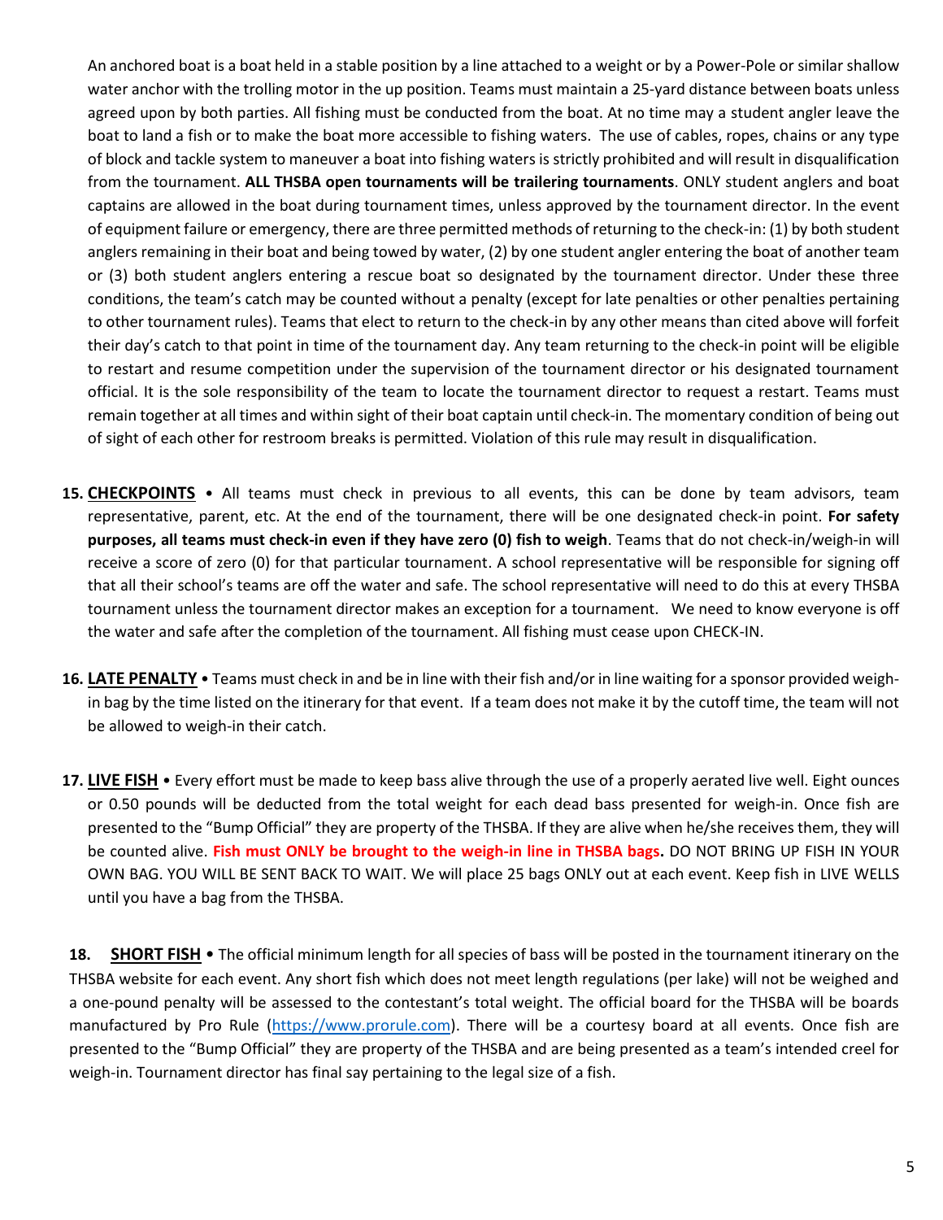An anchored boat is a boat held in a stable position by a line attached to a weight or by a Power-Pole or similar shallow water anchor with the trolling motor in the up position. Teams must maintain a 25-yard distance between boats unless agreed upon by both parties. All fishing must be conducted from the boat. At no time may a student angler leave the boat to land a fish or to make the boat more accessible to fishing waters. The use of cables, ropes, chains or any type of block and tackle system to maneuver a boat into fishing waters is strictly prohibited and will result in disqualification from the tournament. **ALL THSBA open tournaments will be trailering tournaments**. ONLY student anglers and boat captains are allowed in the boat during tournament times, unless approved by the tournament director. In the event of equipment failure or emergency, there are three permitted methods of returning to the check-in: (1) by both student anglers remaining in their boat and being towed by water, (2) by one student angler entering the boat of another team or (3) both student anglers entering a rescue boat so designated by the tournament director. Under these three conditions, the team's catch may be counted without a penalty (except for late penalties or other penalties pertaining to other tournament rules). Teams that elect to return to the check-in by any other means than cited above will forfeit their day's catch to that point in time of the tournament day. Any team returning to the check-in point will be eligible to restart and resume competition under the supervision of the tournament director or his designated tournament official. It is the sole responsibility of the team to locate the tournament director to request a restart. Teams must remain together at all times and within sight of their boat captain until check-in. The momentary condition of being out of sight of each other for restroom breaks is permitted. Violation of this rule may result in disqualification.

15. **CHECKPOINTS** • All teams must check in previous to all events, this can be done by team advisors, team representative, parent, etc. At the end of the tournament, there will be one designated check-in point. **For safety purposes, all teams must check-in even if they have zero (0) fish to weigh**. Teams that do not check-in/weigh-in will receive a score of zero (0) for that particular tournament. A school representative will be responsible for signing off that all their school's teams are off the water and safe. The school representative will need to do this at every THSBA tournament unless the tournament director makes an exception for a tournament. We need to know everyone is off the water and safe after the completion of the tournament. All fishing must cease upon CHECK-IN.

16. **LATE PENALTY** • Teams must check in and be in line with their fish and/or in line waiting for a sponsor provided weigh-in bag by the time listed on the itinerary for that event. If a team does not make it by the cutoff time, the team will not be allowed to weigh-in their catch.

17. **LIVE FISH** • Every effort must be made to keep bass alive through the use of a properly aerated live well. Eight ounces or 0.50 pounds will be deducted from the total weight for each dead bass presented for weigh-in. Once fish are presented to the "Bump Official" they are property of the THSBA. If they are alive when he/she receives them, they will be counted alive. **Fish must ONLY be brought to the weigh-in line in THSBA bags.** DO NOT BRING UP FISH IN YOUR OWN BAG. YOU WILL BE SENT BACK TO WAIT. We will place 25 bags ONLY out at each event. Keep fish in LIVE WELLS until you have a bag from the THSBA.

18. **SHORT FISH** • The official minimum length for all species of bass will be posted in the tournament itinerary on the THSBA website for each event. Any short fish which does not meet length regulations (per lake) will not be weighed and a one-pound penalty will be assessed to the contestant's total weight. The official board for the THSBA will be boards manufactured by Pro Rule (https://www.prorule.com). There will be a courtesy board at all events. Once fish are presented to the "Bump Official" they are property of the THSBA and are being presented as a team's intended creel for weigh-in. Tournament director has final say pertaining to the legal size of a fish.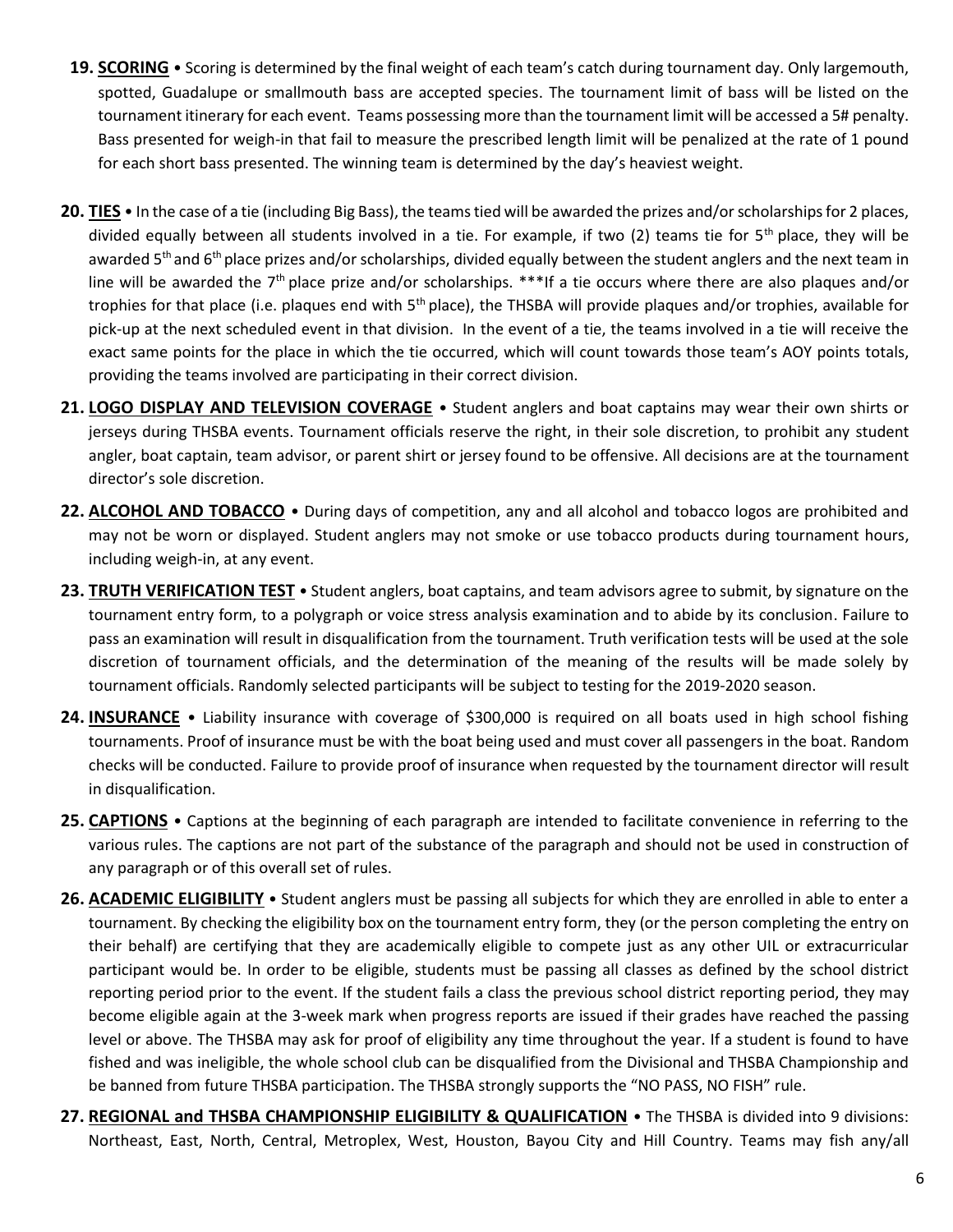19. **SCORING** • Scoring is determined by the final weight of each team's catch during tournament day. Only largemouth, spotted, Guadalupe or smallmouth bass are accepted species. The tournament limit of bass will be listed on the tournament itinerary for each event. Teams possessing more than the tournament limit will be accessed a 5# penalty. Bass presented for weigh-in that fail to measure the prescribed length limit will be penalized at the rate of 1 pound for each short bass presented. The winning team is determined by the day's heaviest weight.

20. **TIES** • In the case of a tie (including Big Bass), the teams tied will be awarded the prizes and/or scholarships for 2 places, divided equally between all students involved in a tie. For example, if two (2) teams tie for 5th place, they will be awarded 5th and 6th place prizes and/or scholarships, divided equally between the student anglers and the next team in line will be awarded the 7th place prize and/or scholarships. ***If a tie occurs where there are also plaques and/or trophies for that place (i.e. plaques end with 5th place), the THSBA will provide plaques and/or trophies, available for pick-up at the next scheduled event in that division. In the event of a tie, the teams involved in a tie will receive the exact same points for the place in which the tie occurred, which will count towards those team's AOY points totals, providing the teams involved are participating in their correct division.

21. **LOGO DISPLAY AND TELEVISION COVERAGE** • Student anglers and boat captains may wear their own shirts or jerseys during THSBA events. Tournament officials reserve the right, in their sole discretion, to prohibit any student angler, boat captain, team advisor, or parent shirt or jersey found to be offensive. All decisions are at the tournament director's sole discretion.

22. **ALCOHOL AND TOBACCO** • During days of competition, any and all alcohol and tobacco logos are prohibited and may not be worn or displayed. Student anglers may not smoke or use tobacco products during tournament hours, including weigh-in, at any event.

23. **TRUTH VERIFICATION TEST** • Student anglers, boat captains, and team advisors agree to submit, by signature on the tournament entry form, to a polygraph or voice stress analysis examination and to abide by its conclusion. Failure to pass an examination will result in disqualification from the tournament. Truth verification tests will be used at the sole discretion of tournament officials, and the determination of the meaning of the results will be made solely by tournament officials. Randomly selected participants will be subject to testing for the 2019-2020 season.

24. **INSURANCE** • Liability insurance with coverage of $300,000 is required on all boats used in high school fishing tournaments. Proof of insurance must be with the boat being used and must cover all passengers in the boat. Random checks will be conducted. Failure to provide proof of insurance when requested by the tournament director will result in disqualification.

25. **CAPTIONS** • Captions at the beginning of each paragraph are intended to facilitate convenience in referring to the various rules. The captions are not part of the substance of the paragraph and should not be used in construction of any paragraph or of this overall set of rules.

26. **ACADEMIC ELIGIBILITY** • Student anglers must be passing all subjects for which they are enrolled in able to enter a tournament. By checking the eligibility box on the tournament entry form, they (or the person completing the entry on their behalf) are certifying that they are academically eligible to compete just as any other UIL or extracurricular participant would be. In order to be eligible, students must be passing all classes as defined by the school district reporting period prior to the event. If the student fails a class the previous school district reporting period, they may become eligible again at the 3-week mark when progress reports are issued if their grades have reached the passing level or above. The THSBA may ask for proof of eligibility any time throughout the year. If a student is found to have fished and was ineligible, the whole school club can be disqualified from the Divisional and THSBA Championship and be banned from future THSBA participation. The THSBA strongly supports the "NO PASS, NO FISH" rule.

27. **REGIONAL and THSBA CHAMPIONSHIP ELIGIBILITY & QUALIFICATION** • The THSBA is divided into 9 divisions: Northeast, East, North, Central, Metroplex, West, Houston, Bayou City and Hill Country. Teams may fish any/all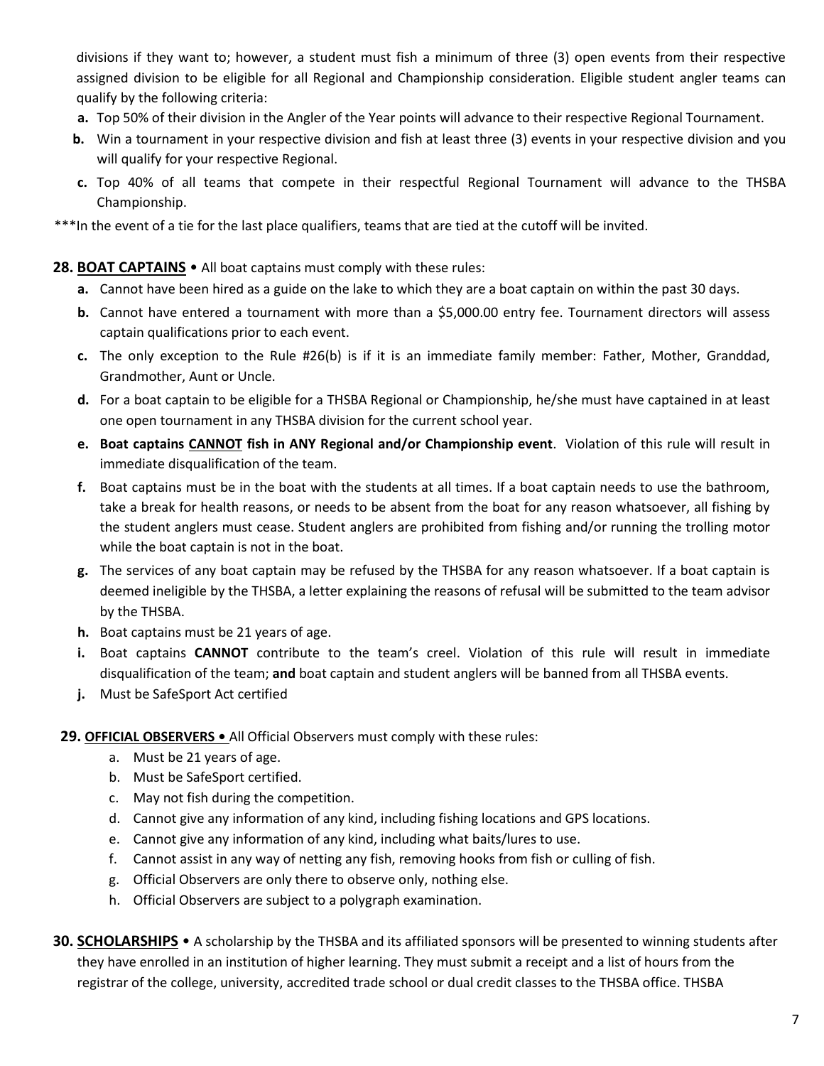divisions if they want to; however, a student must fish a minimum of three (3) open events from their respective assigned division to be eligible for all Regional and Championship consideration. Eligible student angler teams can qualify by the following criteria:

- **a.** Top 50% of their division in the Angler of the Year points will advance to their respective Regional Tournament.
- **b.** Win a tournament in your respective division and fish at least three (3) events in your respective division and you will qualify for your respective Regional.
- **c.** Top 40% of all teams that compete in their respectful Regional Tournament will advance to the THSBA Championship.

***In the event of a tie for the last place qualifiers, teams that are tied at the cutoff will be invited.

**28. BOAT CAPTAINS** • All boat captains must comply with these rules:

- **a.** Cannot have been hired as a guide on the lake to which they are a boat captain on within the past 30 days.
- **b.** Cannot have entered a tournament with more than a $5,000.00 entry fee. Tournament directors will assess captain qualifications prior to each event.
- **c.** The only exception to the Rule #26(b) is if it is an immediate family member: Father, Mother, Granddad, Grandmother, Aunt or Uncle.
- **d.** For a boat captain to be eligible for a THSBA Regional or Championship, he/she must have captained in at least one open tournament in any THSBA division for the current school year.
- **e.** **Boat captains CANNOT fish in ANY Regional and/or Championship event**. Violation of this rule will result in immediate disqualification of the team.
- **f.** Boat captains must be in the boat with the students at all times. If a boat captain needs to use the bathroom, take a break for health reasons, or needs to be absent from the boat for any reason whatsoever, all fishing by the student anglers must cease. Student anglers are prohibited from fishing and/or running the trolling motor while the boat captain is not in the boat.
- **g.** The services of any boat captain may be refused by the THSBA for any reason whatsoever. If a boat captain is deemed ineligible by the THSBA, a letter explaining the reasons of refusal will be submitted to the team advisor by the THSBA.
- **h.** Boat captains must be 21 years of age.
- **i.** Boat captains **CANNOT** contribute to the team's creel. Violation of this rule will result in immediate disqualification of the team; **and** boat captain and student anglers will be banned from all THSBA events.
- **j.** Must be SafeSport Act certified

**29. OFFICIAL OBSERVERS •** All Official Observers must comply with these rules:

- a. Must be 21 years of age.
- b. Must be SafeSport certified.
- c. May not fish during the competition.
- d. Cannot give any information of any kind, including fishing locations and GPS locations.
- e. Cannot give any information of any kind, including what baits/lures to use.
- f. Cannot assist in any way of netting any fish, removing hooks from fish or culling of fish.
- g. Official Observers are only there to observe only, nothing else.
- h. Official Observers are subject to a polygraph examination.

**30. SCHOLARSHIPS** • A scholarship by the THSBA and its affiliated sponsors will be presented to winning students after they have enrolled in an institution of higher learning. They must submit a receipt and a list of hours from the registrar of the college, university, accredited trade school or dual credit classes to the THSBA office. THSBA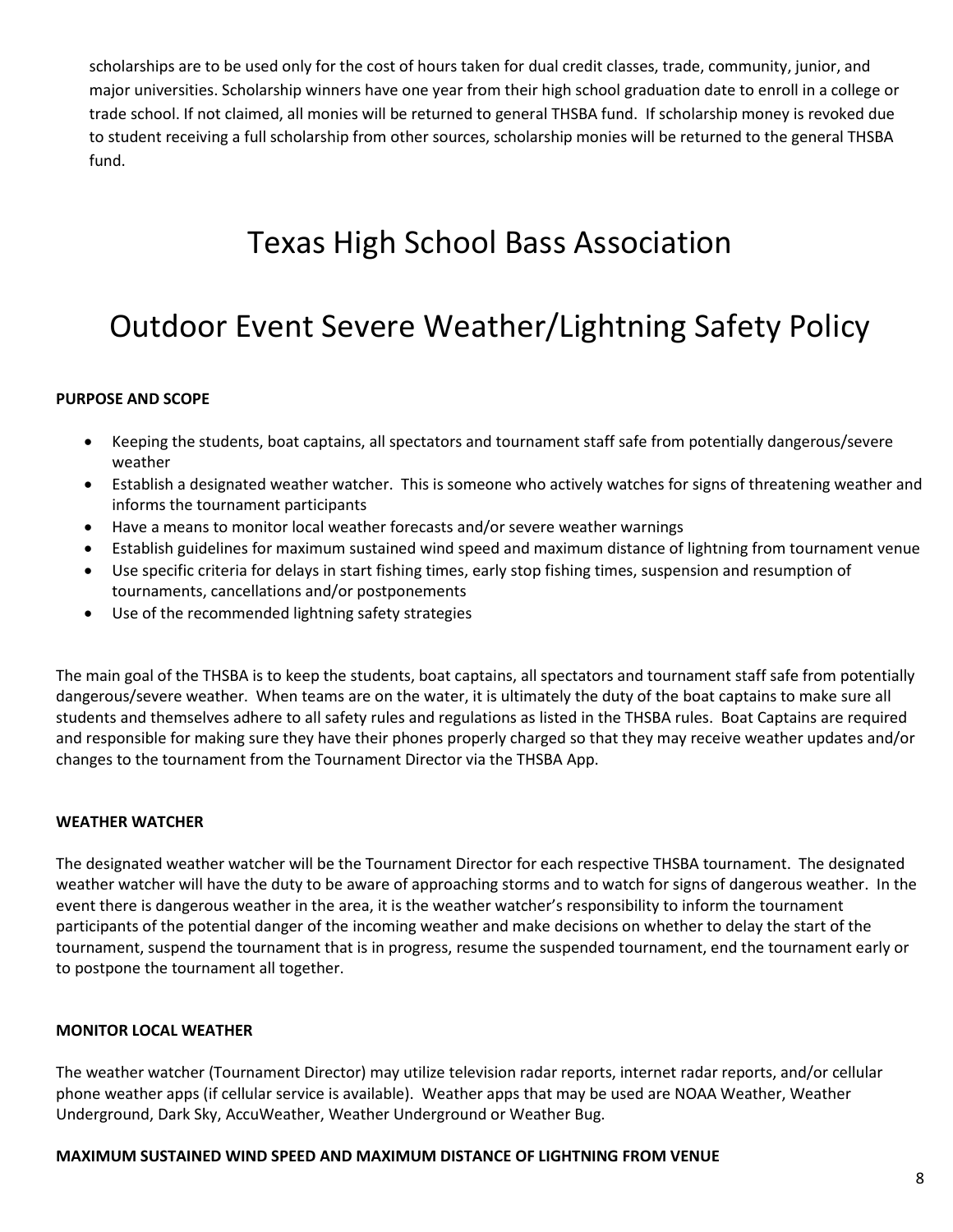scholarships are to be used only for the cost of hours taken for dual credit classes, trade, community, junior, and major universities. Scholarship winners have one year from their high school graduation date to enroll in a college or trade school. If not claimed, all monies will be returned to general THSBA fund. If scholarship money is revoked due to student receiving a full scholarship from other sources, scholarship monies will be returned to the general THSBA fund.

# Texas High School Bass Association

# Outdoor Event Severe Weather/Lightning Safety Policy

**PURPOSE AND SCOPE**

- Keeping the students, boat captains, all spectators and tournament staff safe from potentially dangerous/severe weather
- Establish a designated weather watcher. This is someone who actively watches for signs of threatening weather and informs the tournament participants
- Have a means to monitor local weather forecasts and/or severe weather warnings
- Establish guidelines for maximum sustained wind speed and maximum distance of lightning from tournament venue
- Use specific criteria for delays in start fishing times, early stop fishing times, suspension and resumption of tournaments, cancellations and/or postponements
- Use of the recommended lightning safety strategies

The main goal of the THSBA is to keep the students, boat captains, all spectators and tournament staff safe from potentially dangerous/severe weather. When teams are on the water, it is ultimately the duty of the boat captains to make sure all students and themselves adhere to all safety rules and regulations as listed in the THSBA rules. Boat Captains are required and responsible for making sure they have their phones properly charged so that they may receive weather updates and/or changes to the tournament from the Tournament Director via the THSBA App.

**WEATHER WATCHER**

The designated weather watcher will be the Tournament Director for each respective THSBA tournament. The designated weather watcher will have the duty to be aware of approaching storms and to watch for signs of dangerous weather. In the event there is dangerous weather in the area, it is the weather watcher's responsibility to inform the tournament participants of the potential danger of the incoming weather and make decisions on whether to delay the start of the tournament, suspend the tournament that is in progress, resume the suspended tournament, end the tournament early or to postpone the tournament all together.

**MONITOR LOCAL WEATHER**

The weather watcher (Tournament Director) may utilize television radar reports, internet radar reports, and/or cellular phone weather apps (if cellular service is available). Weather apps that may be used are NOAA Weather, Weather Underground, Dark Sky, AccuWeather, Weather Underground or Weather Bug.

**MAXIMUM SUSTAINED WIND SPEED AND MAXIMUM DISTANCE OF LIGHTNING FROM VENUE**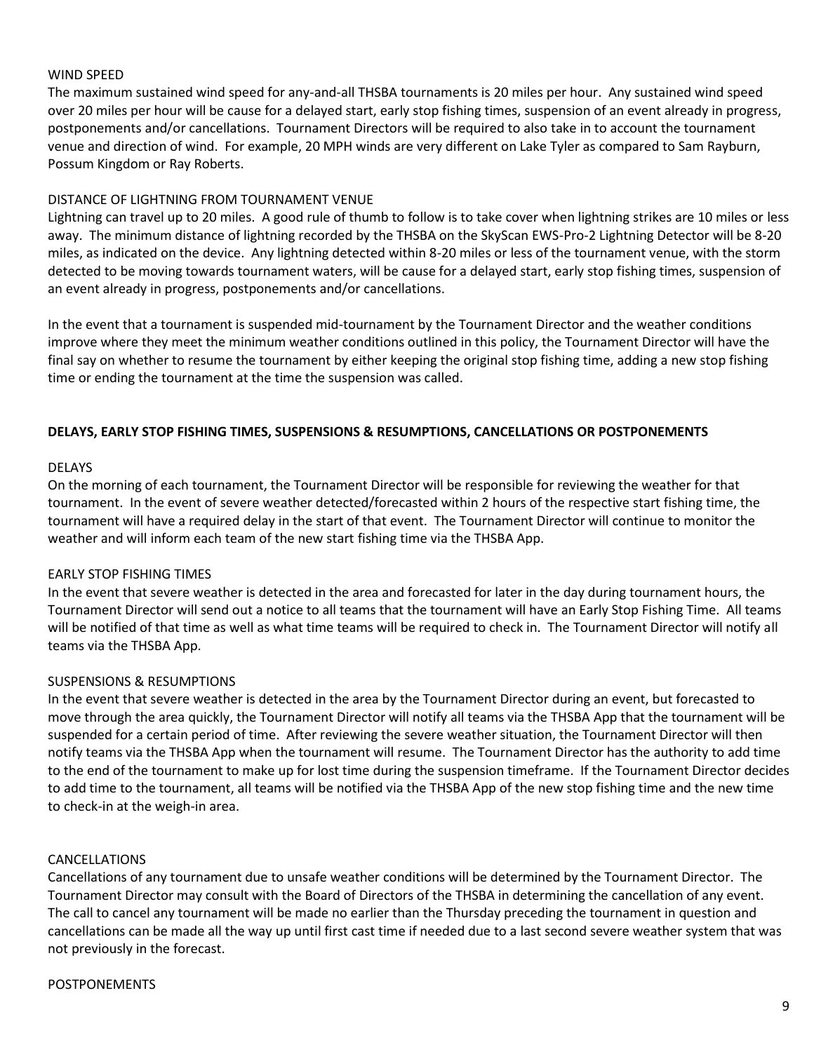WIND SPEED

The maximum sustained wind speed for any-and-all THSBA tournaments is 20 miles per hour. Any sustained wind speed over 20 miles per hour will be cause for a delayed start, early stop fishing times, suspension of an event already in progress, postponements and/or cancellations. Tournament Directors will be required to also take in to account the tournament venue and direction of wind. For example, 20 MPH winds are very different on Lake Tyler as compared to Sam Rayburn, Possum Kingdom or Ray Roberts.

DISTANCE OF LIGHTNING FROM TOURNAMENT VENUE

Lightning can travel up to 20 miles. A good rule of thumb to follow is to take cover when lightning strikes are 10 miles or less away. The minimum distance of lightning recorded by the THSBA on the SkyScan EWS-Pro-2 Lightning Detector will be 8-20 miles, as indicated on the device. Any lightning detected within 8-20 miles or less of the tournament venue, with the storm detected to be moving towards tournament waters, will be cause for a delayed start, early stop fishing times, suspension of an event already in progress, postponements and/or cancellations.

In the event that a tournament is suspended mid-tournament by the Tournament Director and the weather conditions improve where they meet the minimum weather conditions outlined in this policy, the Tournament Director will have the final say on whether to resume the tournament by either keeping the original stop fishing time, adding a new stop fishing time or ending the tournament at the time the suspension was called.

**DELAYS, EARLY STOP FISHING TIMES, SUSPENSIONS & RESUMPTIONS, CANCELLATIONS OR POSTPONEMENTS**

DELAYS

On the morning of each tournament, the Tournament Director will be responsible for reviewing the weather for that tournament. In the event of severe weather detected/forecasted within 2 hours of the respective start fishing time, the tournament will have a required delay in the start of that event. The Tournament Director will continue to monitor the weather and will inform each team of the new start fishing time via the THSBA App.

EARLY STOP FISHING TIMES

In the event that severe weather is detected in the area and forecasted for later in the day during tournament hours, the Tournament Director will send out a notice to all teams that the tournament will have an Early Stop Fishing Time. All teams will be notified of that time as well as what time teams will be required to check in. The Tournament Director will notify all teams via the THSBA App.

SUSPENSIONS & RESUMPTIONS

In the event that severe weather is detected in the area by the Tournament Director during an event, but forecasted to move through the area quickly, the Tournament Director will notify all teams via the THSBA App that the tournament will be suspended for a certain period of time. After reviewing the severe weather situation, the Tournament Director will then notify teams via the THSBA App when the tournament will resume. The Tournament Director has the authority to add time to the end of the tournament to make up for lost time during the suspension timeframe. If the Tournament Director decides to add time to the tournament, all teams will be notified via the THSBA App of the new stop fishing time and the new time to check-in at the weigh-in area.

CANCELLATIONS

Cancellations of any tournament due to unsafe weather conditions will be determined by the Tournament Director. The Tournament Director may consult with the Board of Directors of the THSBA in determining the cancellation of any event. The call to cancel any tournament will be made no earlier than the Thursday preceding the tournament in question and cancellations can be made all the way up until first cast time if needed due to a last second severe weather system that was not previously in the forecast.

POSTPONEMENTS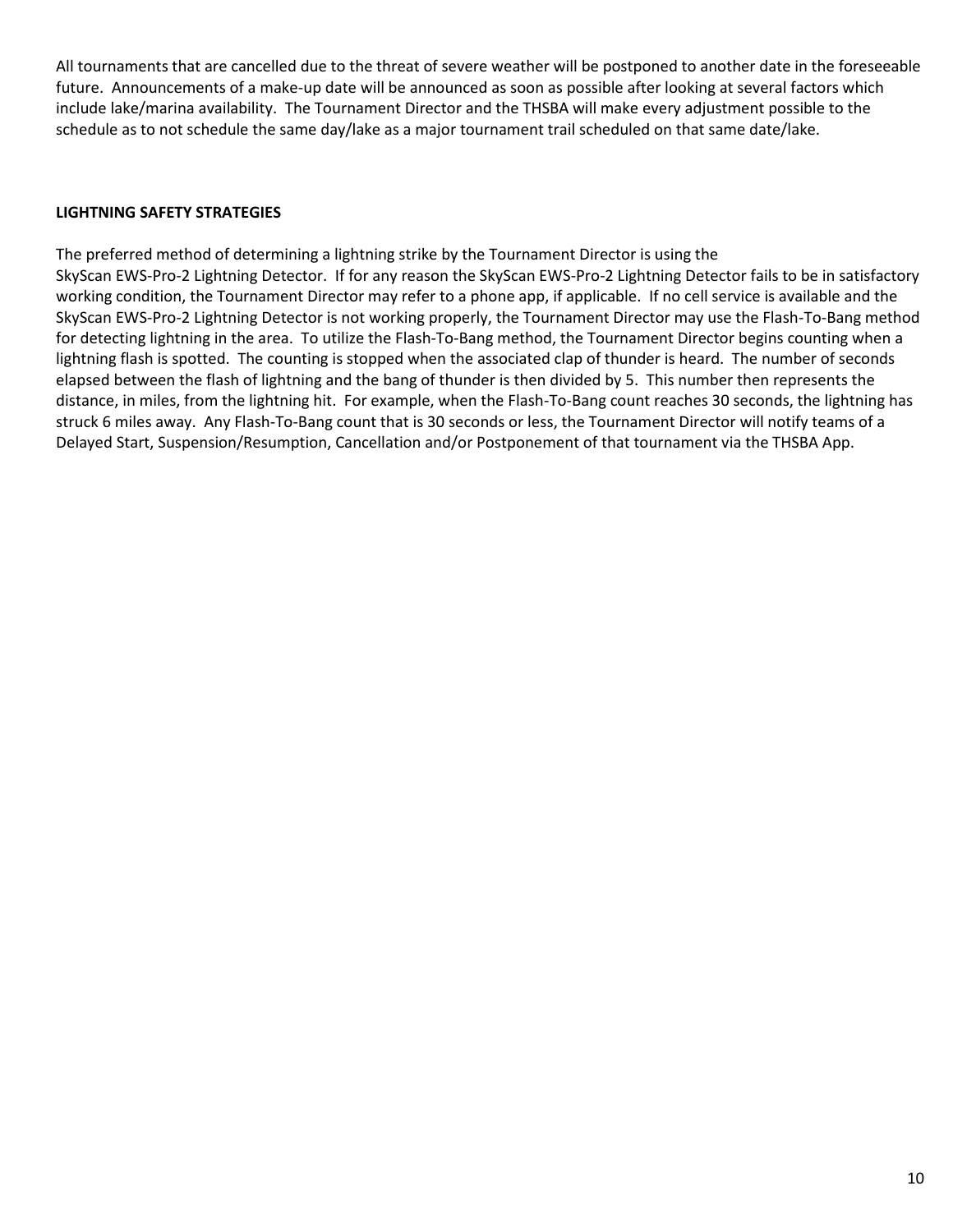All tournaments that are cancelled due to the threat of severe weather will be postponed to another date in the foreseeable future. Announcements of a make-up date will be announced as soon as possible after looking at several factors which include lake/marina availability. The Tournament Director and the THSBA will make every adjustment possible to the schedule as to not schedule the same day/lake as a major tournament trail scheduled on that same date/lake.

**LIGHTNING SAFETY STRATEGIES**

The preferred method of determining a lightning strike by the Tournament Director is using the SkyScan EWS-Pro-2 Lightning Detector. If for any reason the SkyScan EWS-Pro-2 Lightning Detector fails to be in satisfactory working condition, the Tournament Director may refer to a phone app, if applicable. If no cell service is available and the SkyScan EWS-Pro-2 Lightning Detector is not working properly, the Tournament Director may use the Flash-To-Bang method for detecting lightning in the area. To utilize the Flash-To-Bang method, the Tournament Director begins counting when a lightning flash is spotted. The counting is stopped when the associated clap of thunder is heard. The number of seconds elapsed between the flash of lightning and the bang of thunder is then divided by 5. This number then represents the distance, in miles, from the lightning hit. For example, when the Flash-To-Bang count reaches 30 seconds, the lightning has struck 6 miles away. Any Flash-To-Bang count that is 30 seconds or less, the Tournament Director will notify teams of a Delayed Start, Suspension/Resumption, Cancellation and/or Postponement of that tournament via the THSBA App.